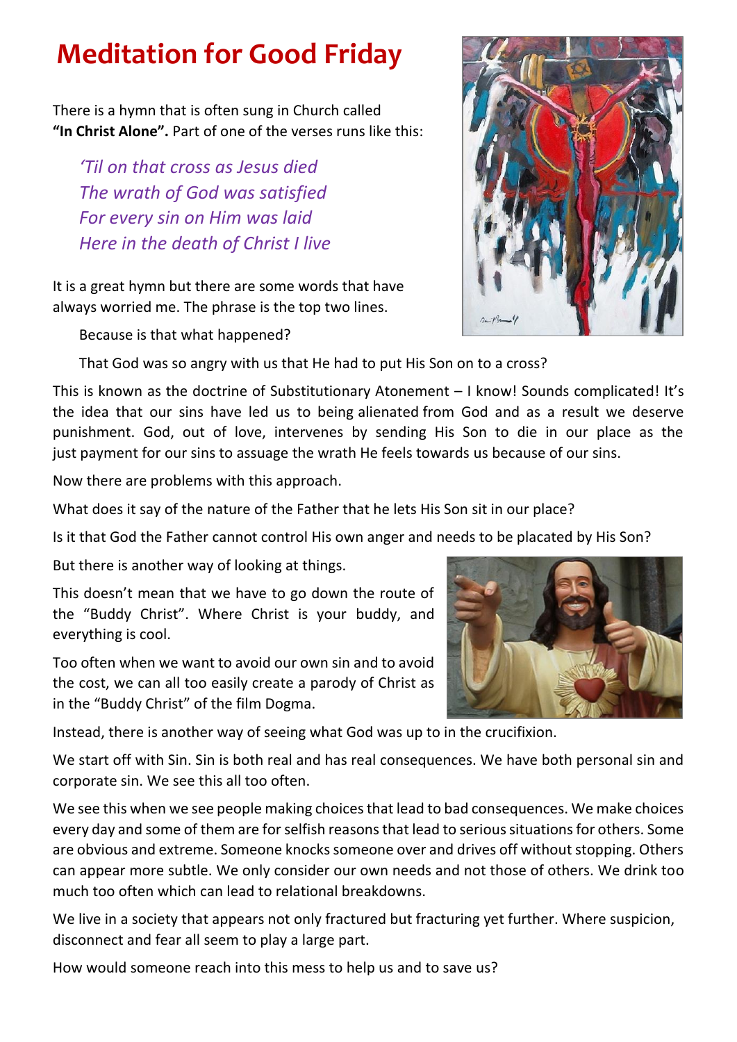# Meditation for Good Friday

There is a hymn that is often sung in Church called **"In Christ Alone".** Part of one of the verses runs like this:

> *'Til on that cross as Jesus died*
> *The wrath of God was satisfied*
> *For every sin on Him was laid*
> *Here in the death of Christ I live*

It is a great hymn but there are some words that have always worried me. The phrase is the top two lines.

Because is that what happened?

That God was so angry with us that He had to put His Son on to a cross?

This is known as the doctrine of Substitutionary Atonement – I know! Sounds complicated! It's the idea that our sins have led us to being alienated from God and as a result we deserve punishment. God, out of love, intervenes by sending His Son to die in our place as the just payment for our sins to assuage the wrath He feels towards us because of our sins.

Now there are problems with this approach.

What does it say of the nature of the Father that he lets His Son sit in our place?

Is it that God the Father cannot control His own anger and needs to be placated by His Son?

But there is another way of looking at things.

This doesn't mean that we have to go down the route of the "Buddy Christ". Where Christ is your buddy, and everything is cool.

Too often when we want to avoid our own sin and to avoid the cost, we can all too easily create a parody of Christ as in the "Buddy Christ" of the film Dogma.

Instead, there is another way of seeing what God was up to in the crucifixion.

We start off with Sin. Sin is both real and has real consequences. We have both personal sin and corporate sin. We see this all too often.

We see this when we see people making choices that lead to bad consequences. We make choices every day and some of them are for selfish reasons that lead to serious situations for others. Some are obvious and extreme. Someone knocks someone over and drives off without stopping. Others can appear more subtle. We only consider our own needs and not those of others. We drink too much too often which can lead to relational breakdowns.

We live in a society that appears not only fractured but fracturing yet further. Where suspicion, disconnect and fear all seem to play a large part.

How would someone reach into this mess to help us and to save us?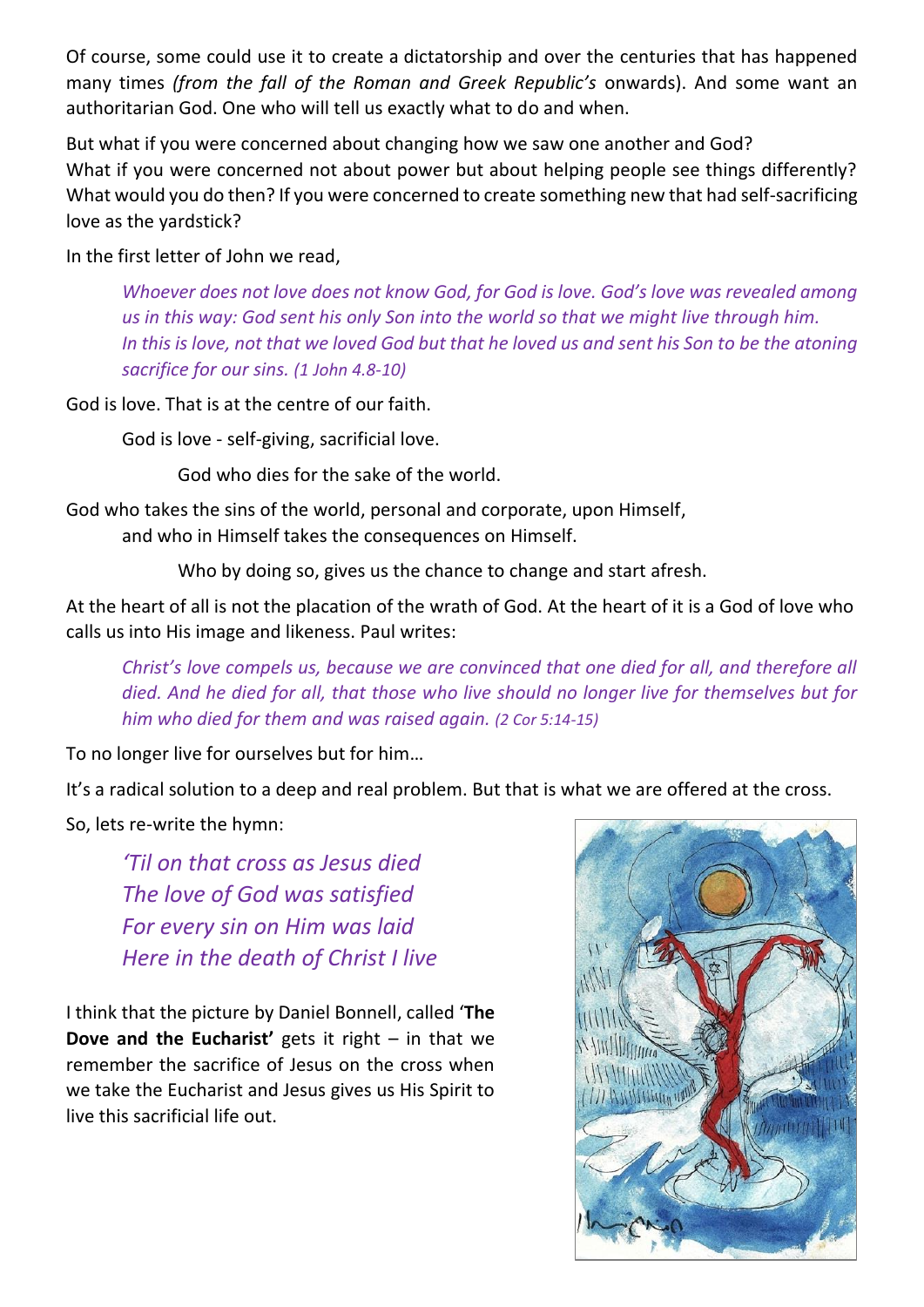Of course, some could use it to create a dictatorship and over the centuries that has happened many times *(from the fall of the Roman and Greek Republic's* onwards). And some want an authoritarian God. One who will tell us exactly what to do and when.

But what if you were concerned about changing how we saw one another and God?
What if you were concerned not about power but about helping people see things differently? What would you do then? If you were concerned to create something new that had self-sacrificing love as the yardstick?

In the first letter of John we read,

> *Whoever does not love does not know God, for God is love. God's love was revealed among us in this way: God sent his only Son into the world so that we might live through him. In this is love, not that we loved God but that he loved us and sent his Son to be the atoning sacrifice for our sins. (1 John 4.8-10)*

God is love. That is at the centre of our faith.

God is love - self-giving, sacrificial love.

God who dies for the sake of the world.

God who takes the sins of the world, personal and corporate, upon Himself,
and who in Himself takes the consequences on Himself.

Who by doing so, gives us the chance to change and start afresh.

At the heart of all is not the placation of the wrath of God. At the heart of it is a God of love who calls us into His image and likeness. Paul writes:

> *Christ's love compels us, because we are convinced that one died for all, and therefore all died. And he died for all, that those who live should no longer live for themselves but for him who died for them and was raised again. (2 Cor 5:14-15)*

To no longer live for ourselves but for him…

It's a radical solution to a deep and real problem. But that is what we are offered at the cross.

So, lets re-write the hymn:

> *'Til on that cross as Jesus died*
> *The love of God was satisfied*
> *For every sin on Him was laid*
> *Here in the death of Christ I live*

I think that the picture by Daniel Bonnell, called '**The Dove and the Eucharist'** gets it right – in that we remember the sacrifice of Jesus on the cross when we take the Eucharist and Jesus gives us His Spirit to live this sacrificial life out.